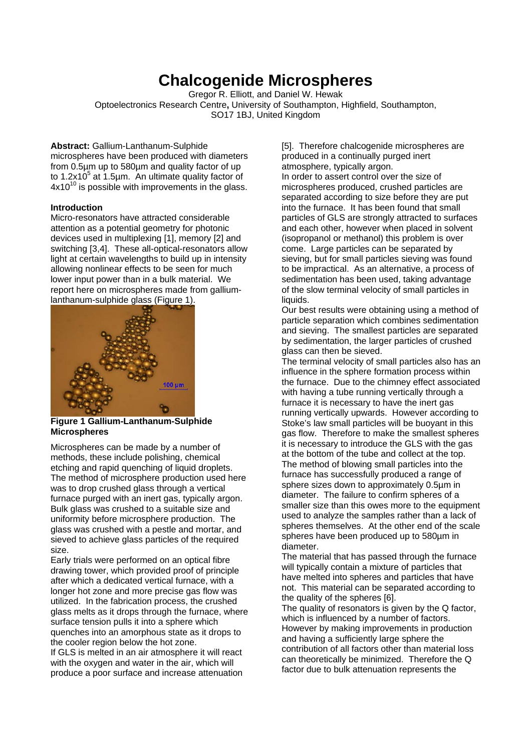# Chalcogenide Microspheres

Gregor R. Elliott, and Daniel W. Hewak
Optoelectronics Research Centre, University of Southampton, Highfield, Southampton, SO17 1BJ, United Kingdom

**Abstract:** Gallium-Lanthanum-Sulphide microspheres have been produced with diameters from 0.5µm up to 580µm and quality factor of up to $1.2 \times 10^5$ at 1.5µm. An ultimate quality factor of $4 \times 10^{10}$ is possible with improvements in the glass.

**Introduction**

Micro-resonators have attracted considerable attention as a potential geometry for photonic devices used in multiplexing [1], memory [2] and switching [3,4]. These all-optical-resonators allow light at certain wavelengths to build up in intensity allowing nonlinear effects to be seen for much lower input power than in a bulk material. We report here on microspheres made from gallium-lanthanum-sulphide glass (Figure 1).

100 µm

**Figure 1 Gallium-Lanthanum-Sulphide Microspheres**

Microspheres can be made by a number of methods, these include polishing, chemical etching and rapid quenching of liquid droplets. The method of microsphere production used here was to drop crushed glass through a vertical furnace purged with an inert gas, typically argon. Bulk glass was crushed to a suitable size and uniformity before microsphere production. The glass was crushed with a pestle and mortar, and sieved to achieve glass particles of the required size.

Early trials were performed on an optical fibre drawing tower, which provided proof of principle after which a dedicated vertical furnace, with a longer hot zone and more precise gas flow was utilized. In the fabrication process, the crushed glass melts as it drops through the furnace, where surface tension pulls it into a sphere which quenches into an amorphous state as it drops to the cooler region below the hot zone.

If GLS is melted in an air atmosphere it will react with the oxygen and water in the air, which will produce a poor surface and increase attenuation [5]. Therefore chalcogenide microspheres are produced in a continually purged inert atmosphere, typically argon.

In order to assert control over the size of microspheres produced, crushed particles are separated according to size before they are put into the furnace. It has been found that small particles of GLS are strongly attracted to surfaces and each other, however when placed in solvent (isopropanol or methanol) this problem is over come. Large particles can be separated by sieving, but for small particles sieving was found to be impractical. As an alternative, a process of sedimentation has been used, taking advantage of the slow terminal velocity of small particles in liquids.

Our best results were obtaining using a method of particle separation which combines sedimentation and sieving. The smallest particles are separated by sedimentation, the larger particles of crushed glass can then be sieved.

The terminal velocity of small particles also has an influence in the sphere formation process within the furnace. Due to the chimney effect associated with having a tube running vertically through a furnace it is necessary to have the inert gas running vertically upwards. However according to Stoke's law small particles will be buoyant in this gas flow. Therefore to make the smallest spheres it is necessary to introduce the GLS with the gas at the bottom of the tube and collect at the top. The method of blowing small particles into the furnace has successfully produced a range of sphere sizes down to approximately 0.5µm in diameter. The failure to confirm spheres of a smaller size than this owes more to the equipment used to analyze the samples rather than a lack of spheres themselves. At the other end of the scale spheres have been produced up to 580µm in diameter.

The material that has passed through the furnace will typically contain a mixture of particles that have melted into spheres and particles that have not. This material can be separated according to the quality of the spheres [6].

The quality of resonators is given by the Q factor, which is influenced by a number of factors. However by making improvements in production and having a sufficiently large sphere the contribution of all factors other than material loss can theoretically be minimized. Therefore the Q factor due to bulk attenuation represents the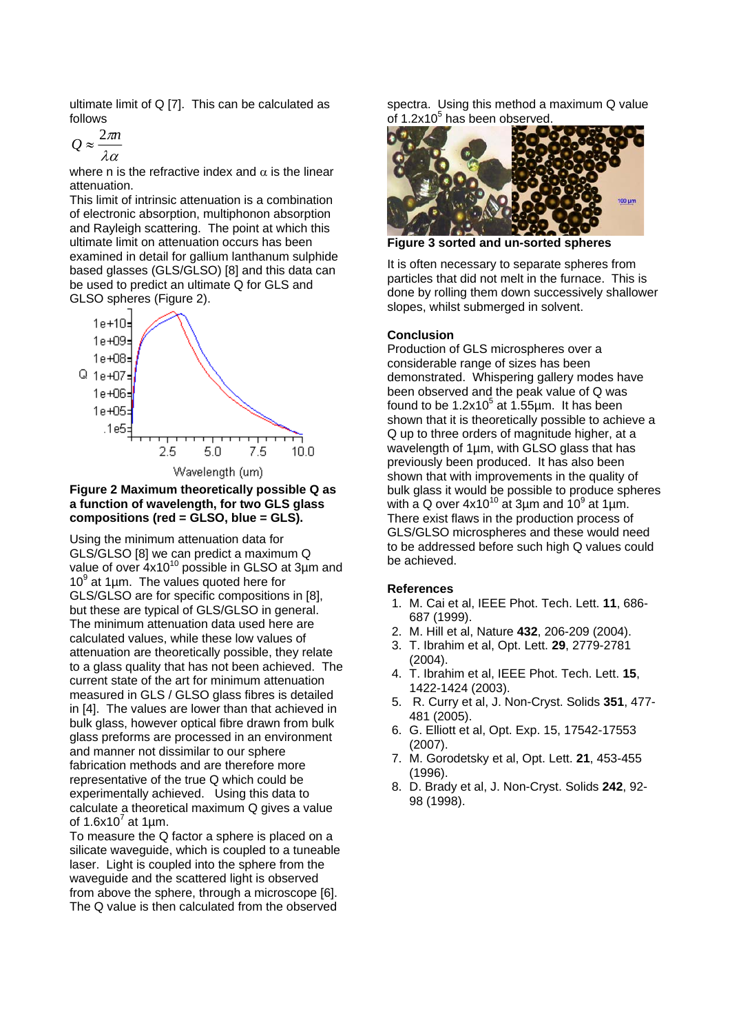ultimate limit of Q [7]. This can be calculated as follows

$$Q \approx \frac{2\pi n}{\lambda \alpha}$$

where n is the refractive index and $\alpha$ is the linear attenuation.

This limit of intrinsic attenuation is a combination of electronic absorption, multiphonon absorption and Rayleigh scattering. The point at which this ultimate limit on attenuation occurs has been examined in detail for gallium lanthanum sulphide based glasses (GLS/GLSO) [8] and this data can be used to predict an ultimate Q for GLS and GLSO spheres (Figure 2).

Q
1e+10
1e+09
1e+08
1e+07
1e+06
1e+05
.1e5
2.5
5.0
7.5
10.0
Wavelength (um)

**Figure 2 Maximum theoretically possible Q as a function of wavelength, for two GLS glass compositions (red = GLSO, blue = GLS).**

Using the minimum attenuation data for GLS/GLSO [8] we can predict a maximum Q value of over $4\times10^{10}$ possible in GLSO at 3µm and $10^{9}$ at 1µm. The values quoted here for GLS/GLSO are for specific compositions in [8], but these are typical of GLS/GLSO in general. The minimum attenuation data used here are calculated values, while these low values of attenuation are theoretically possible, they relate to a glass quality that has not been achieved. The current state of the art for minimum attenuation measured in GLS / GLSO glass fibres is detailed in [4]. The values are lower than that achieved in bulk glass, however optical fibre drawn from bulk glass preforms are processed in an environment and manner not dissimilar to our sphere fabrication methods and are therefore more representative of the true Q which could be experimentally achieved. Using this data to calculate a theoretical maximum Q gives a value of $1.6\times10^{7}$ at 1µm.

To measure the Q factor a sphere is placed on a silicate waveguide, which is coupled to a tuneable laser. Light is coupled into the sphere from the waveguide and the scattered light is observed from above the sphere, through a microscope [6]. The Q value is then calculated from the observed spectra. Using this method a maximum Q value of $1.2\times10^{5}$ has been observed.

**Figure 3 sorted and un-sorted spheres**

It is often necessary to separate spheres from particles that did not melt in the furnace. This is done by rolling them down successively shallower slopes, whilst submerged in solvent.

## Conclusion

Production of GLS microspheres over a considerable range of sizes has been demonstrated. Whispering gallery modes have been observed and the peak value of Q was found to be $1.2\times10^{5}$ at 1.55µm. It has been shown that it is theoretically possible to achieve a Q up to three orders of magnitude higher, at a wavelength of 1µm, with GLSO glass that has previously been produced. It has also been shown that with improvements in the quality of bulk glass it would be possible to produce spheres with a Q over $4\times10^{10}$ at 3µm and $10^{9}$ at 1µm. There exist flaws in the production process of GLS/GLSO microspheres and these would need to be addressed before such high Q values could be achieved.

## References

1. M. Cai et al, IEEE Phot. Tech. Lett. **11**, 686-687 (1999).
2. M. Hill et al, Nature **432**, 206-209 (2004).
3. T. Ibrahim et al, Opt. Lett. **29**, 2779-2781 (2004).
4. T. Ibrahim et al, IEEE Phot. Tech. Lett. **15**, 1422-1424 (2003).
5. R. Curry et al, J. Non-Cryst. Solids **351**, 477-481 (2005).
6. G. Elliott et al, Opt. Exp. 15, 17542-17553 (2007).
7. M. Gorodetsky et al, Opt. Lett. **21**, 453-455 (1996).
8. D. Brady et al, J. Non-Cryst. Solids **242**, 92-98 (1998).